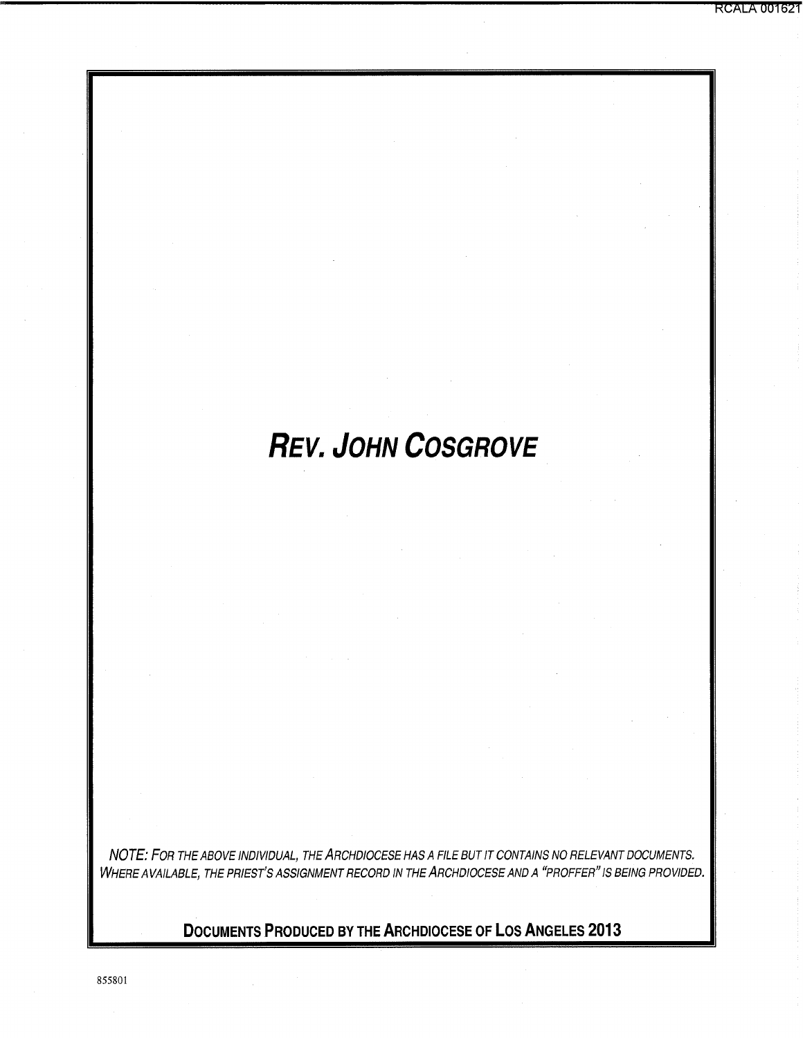# *REV. JOHN COSGROVE*

*NOTE: FOR THE ABOVE INDIVIDUAL, THE ARCHDIOCESE HAS A FILE BUT IT CONTAINS NO RELEVANT DOCUMENTS. WHERE AVAILABLE, THE PRIEST'S ASSIGNMENT RECORD IN THE ARCHDIOCESE AND A "PROFFER" IS BEING PROVIDED.*

**DOCUMENTS PRODUCED BY THE ARCHDIOCESE OF LOS ANGELES 2013**

855801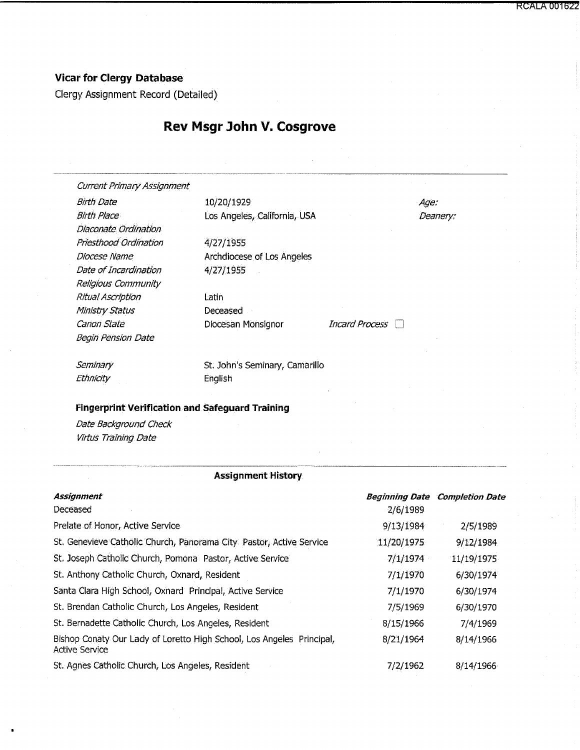## Vicar for Clergy Database

Clergy Assignment Record (Detailed)

# Rev Msgr John V. Cosgrove

| | | | |
|---|---|---|---|
| *Current Primary Assignment* | | | |
| *Birth Date* | 10/20/1929 | *Age:* | |
| *Birth Place* | Los Angeles, California, USA | *Deanery:* | |
| *Diaconate Ordination* | | | |
| *Priesthood Ordination* | 4/27/1955 | | |
| *Diocese Name* | Archdiocese of Los Angeles | | |
| *Date of Incardination* | 4/27/1955 | | |
| *Religious Community* | | | |
| *Ritual Ascription* | Latin | | |
| *Ministry Status* | Deceased | | |
| *Canon State* | Diocesan Monsignor | *Incard Process* | ☐ |
| *Begin Pension Date* | | | |
| *Seminary* | St. John's Seminary, Camarillo | | |
| *Ethnicity* | English | | |

### Fingerprint Verification and Safeguard Training

*Date Background Check*

*Virtus Training Date*

### Assignment History

| *Assignment* | *Beginning Date* | *Completion Date* |
|---|---|---|
| Deceased | 2/6/1989 | |
| Prelate of Honor, Active Service | 9/13/1984 | 2/5/1989 |
| St. Genevieve Catholic Church, Panorama City Pastor, Active Service | 11/20/1975 | 9/12/1984 |
| St. Joseph Catholic Church, Pomona Pastor, Active Service | 7/1/1974 | 11/19/1975 |
| St. Anthony Catholic Church, Oxnard, Resident | 7/1/1970 | 6/30/1974 |
| Santa Clara High School, Oxnard Principal, Active Service | 7/1/1970 | 6/30/1974 |
| St. Brendan Catholic Church, Los Angeles, Resident | 7/5/1969 | 6/30/1970 |
| St. Bernadette Catholic Church, Los Angeles, Resident | 8/15/1966 | 7/4/1969 |
| Bishop Conaty Our Lady of Loretto High School, Los Angeles Principal, Active Service | 8/21/1964 | 8/14/1966 |
| St. Agnes Catholic Church, Los Angeles, Resident | 7/2/1962 | 8/14/1966 |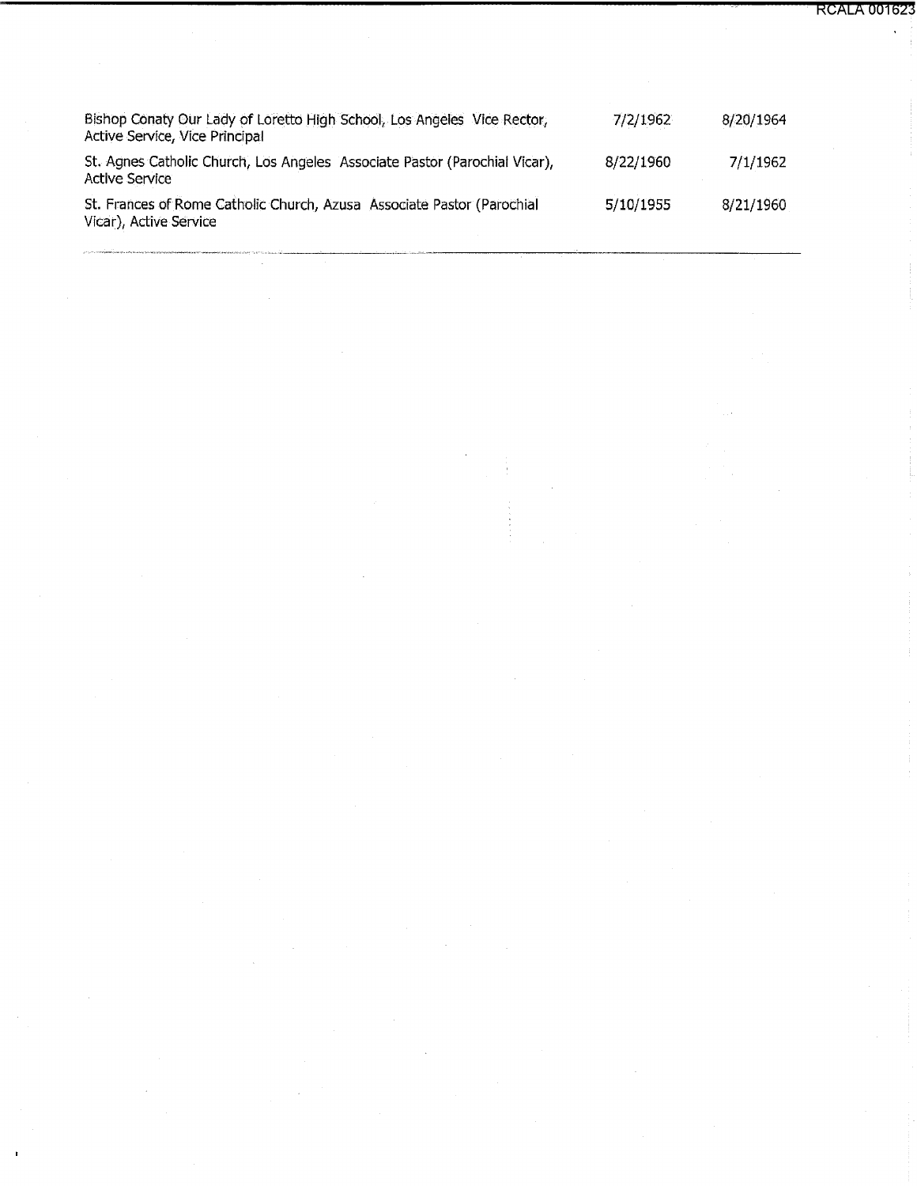| | | |
|---|---|---|
| Bishop Conaty Our Lady of Loretto High School, Los Angeles Vice Rector, Active Service, Vice Principal | 7/2/1962 | 8/20/1964 |
| St. Agnes Catholic Church, Los Angeles Associate Pastor (Parochial Vicar), Active Service | 8/22/1960 | 7/1/1962 |
| St. Frances of Rome Catholic Church, Azusa Associate Pastor (Parochial Vicar), Active Service | 5/10/1955 | 8/21/1960 |